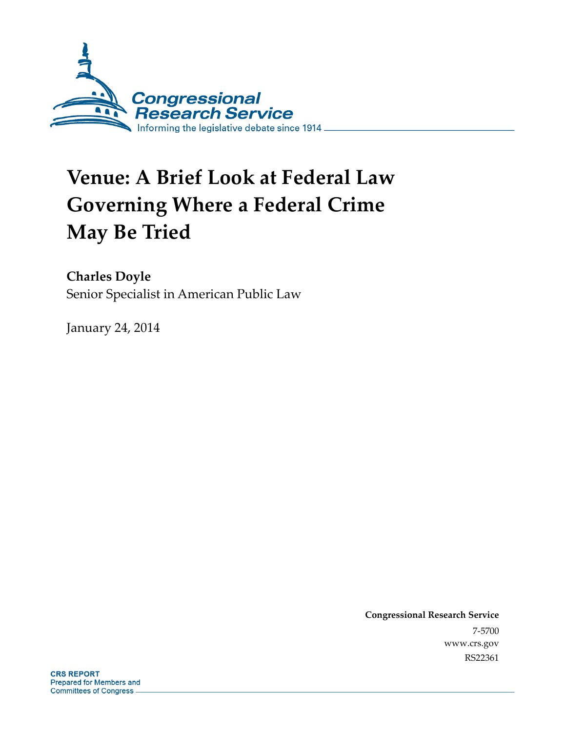Congressional Research Service

Informing the legislative debate since 1914

# Venue: A Brief Look at Federal Law Governing Where a Federal Crime May Be Tried

**Charles Doyle**
Senior Specialist in American Public Law

January 24, 2014

**Congressional Research Service**
7-5700
www.crs.gov
RS22361

**CRS REPORT**
Prepared for Members and Committees of Congress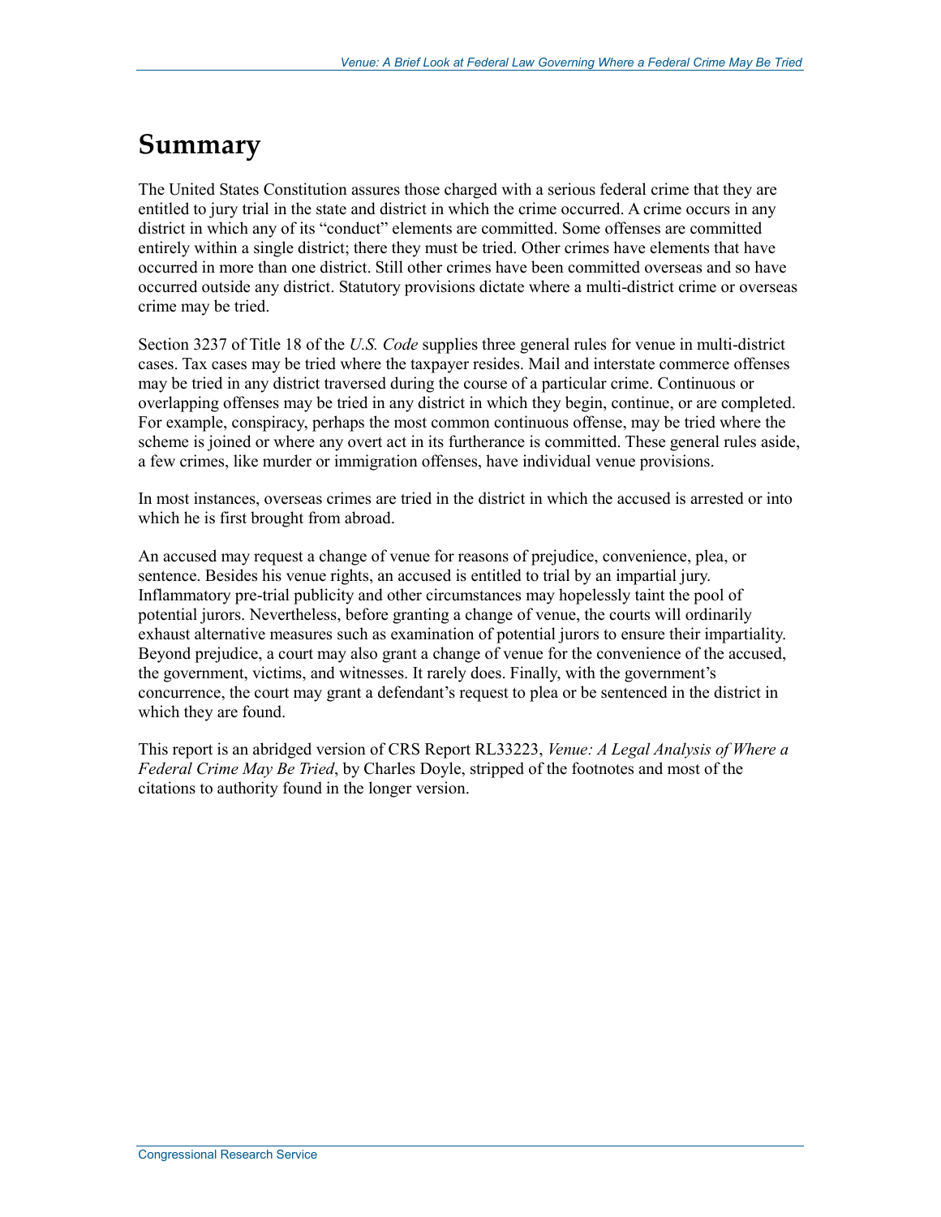# Summary

The United States Constitution assures those charged with a serious federal crime that they are entitled to jury trial in the state and district in which the crime occurred. A crime occurs in any district in which any of its "conduct" elements are committed. Some offenses are committed entirely within a single district; there they must be tried. Other crimes have elements that have occurred in more than one district. Still other crimes have been committed overseas and so have occurred outside any district. Statutory provisions dictate where a multi-district crime or overseas crime may be tried.

Section 3237 of Title 18 of the *U.S. Code* supplies three general rules for venue in multi-district cases. Tax cases may be tried where the taxpayer resides. Mail and interstate commerce offenses may be tried in any district traversed during the course of a particular crime. Continuous or overlapping offenses may be tried in any district in which they begin, continue, or are completed. For example, conspiracy, perhaps the most common continuous offense, may be tried where the scheme is joined or where any overt act in its furtherance is committed. These general rules aside, a few crimes, like murder or immigration offenses, have individual venue provisions.

In most instances, overseas crimes are tried in the district in which the accused is arrested or into which he is first brought from abroad.

An accused may request a change of venue for reasons of prejudice, convenience, plea, or sentence. Besides his venue rights, an accused is entitled to trial by an impartial jury. Inflammatory pre-trial publicity and other circumstances may hopelessly taint the pool of potential jurors. Nevertheless, before granting a change of venue, the courts will ordinarily exhaust alternative measures such as examination of potential jurors to ensure their impartiality. Beyond prejudice, a court may also grant a change of venue for the convenience of the accused, the government, victims, and witnesses. It rarely does. Finally, with the government's concurrence, the court may grant a defendant's request to plea or be sentenced in the district in which they are found.

This report is an abridged version of CRS Report RL33223, *Venue: A Legal Analysis of Where a Federal Crime May Be Tried*, by Charles Doyle, stripped of the footnotes and most of the citations to authority found in the longer version.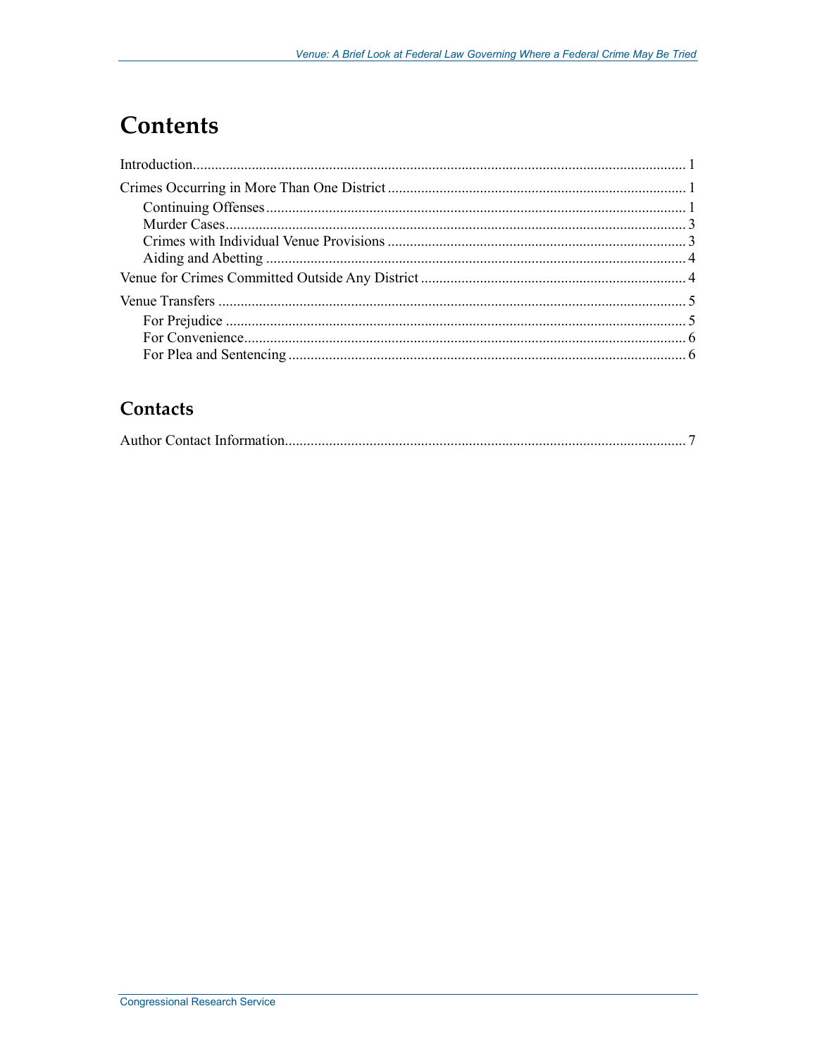# Contents

Introduction..................................................................................................................................... 1

Crimes Occurring in More Than One District ................................................................................ 1

- Continuing Offenses ................................................................................................................ 1
- Murder Cases........................................................................................................................... 3
- Crimes with Individual Venue Provisions ................................................................................ 3
- Aiding and Abetting ................................................................................................................. 4

Venue for Crimes Committed Outside Any District ....................................................................... 4

Venue Transfers .............................................................................................................................. 5

- For Prejudice ............................................................................................................................ 5
- For Convenience....................................................................................................................... 6
- For Plea and Sentencing ........................................................................................................... 6

## Contacts

Author Contact Information............................................................................................................ 7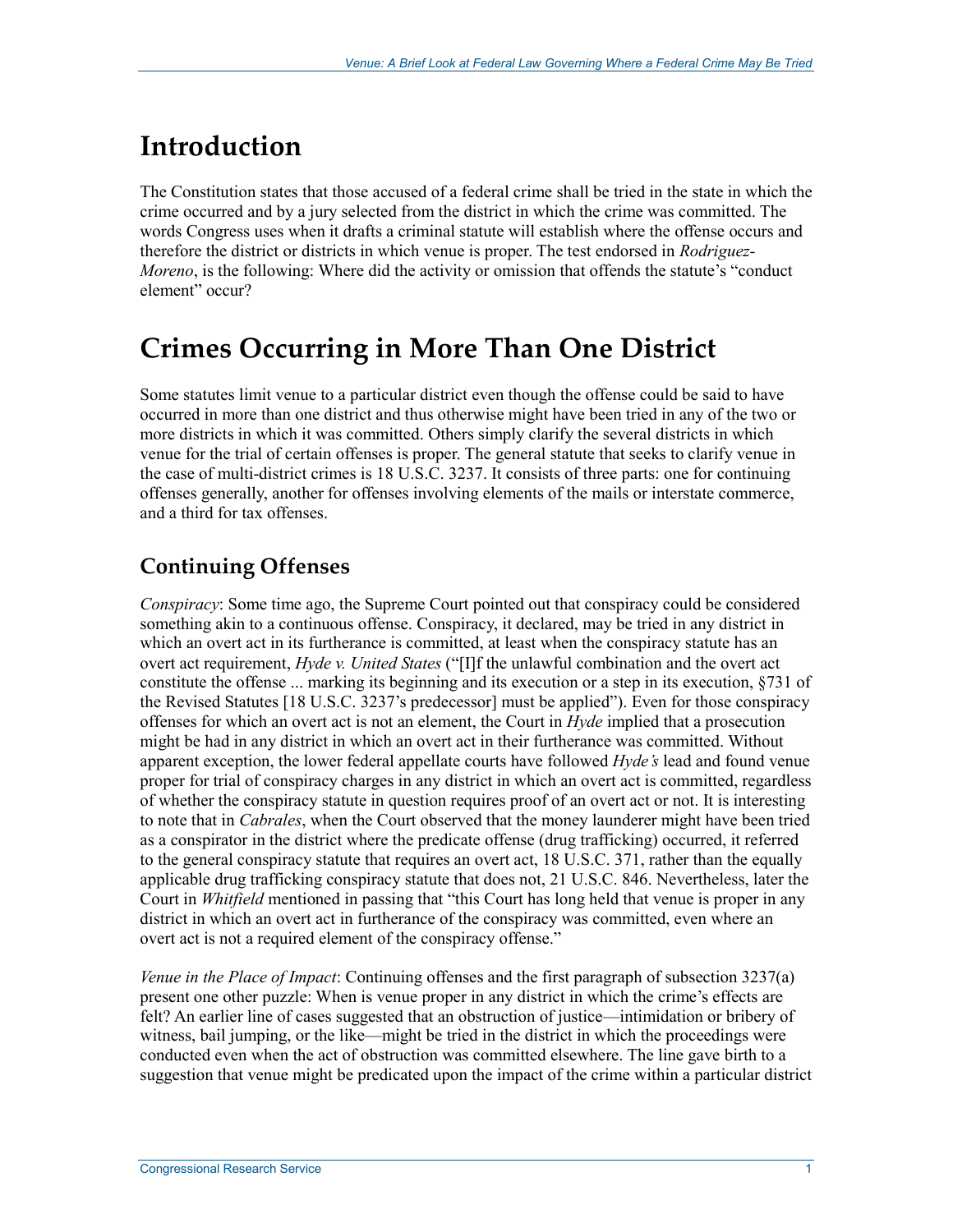# Introduction

The Constitution states that those accused of a federal crime shall be tried in the state in which the crime occurred and by a jury selected from the district in which the crime was committed. The words Congress uses when it drafts a criminal statute will establish where the offense occurs and therefore the district or districts in which venue is proper. The test endorsed in *Rodriguez-Moreno*, is the following: Where did the activity or omission that offends the statute's "conduct element" occur?

# Crimes Occurring in More Than One District

Some statutes limit venue to a particular district even though the offense could be said to have occurred in more than one district and thus otherwise might have been tried in any of the two or more districts in which it was committed. Others simply clarify the several districts in which venue for the trial of certain offenses is proper. The general statute that seeks to clarify venue in the case of multi-district crimes is 18 U.S.C. 3237. It consists of three parts: one for continuing offenses generally, another for offenses involving elements of the mails or interstate commerce, and a third for tax offenses.

## Continuing Offenses

*Conspiracy*: Some time ago, the Supreme Court pointed out that conspiracy could be considered something akin to a continuous offense. Conspiracy, it declared, may be tried in any district in which an overt act in its furtherance is committed, at least when the conspiracy statute has an overt act requirement, *Hyde v. United States* ("[I]f the unlawful combination and the overt act constitute the offense ... marking its beginning and its execution or a step in its execution, §731 of the Revised Statutes [18 U.S.C. 3237's predecessor] must be applied"). Even for those conspiracy offenses for which an overt act is not an element, the Court in *Hyde* implied that a prosecution might be had in any district in which an overt act in their furtherance was committed. Without apparent exception, the lower federal appellate courts have followed *Hyde's* lead and found venue proper for trial of conspiracy charges in any district in which an overt act is committed, regardless of whether the conspiracy statute in question requires proof of an overt act or not. It is interesting to note that in *Cabrales*, when the Court observed that the money launderer might have been tried as a conspirator in the district where the predicate offense (drug trafficking) occurred, it referred to the general conspiracy statute that requires an overt act, 18 U.S.C. 371, rather than the equally applicable drug trafficking conspiracy statute that does not, 21 U.S.C. 846. Nevertheless, later the Court in *Whitfield* mentioned in passing that "this Court has long held that venue is proper in any district in which an overt act in furtherance of the conspiracy was committed, even where an overt act is not a required element of the conspiracy offense."

*Venue in the Place of Impact*: Continuing offenses and the first paragraph of subsection 3237(a) present one other puzzle: When is venue proper in any district in which the crime's effects are felt? An earlier line of cases suggested that an obstruction of justice—intimidation or bribery of witness, bail jumping, or the like—might be tried in the district in which the proceedings were conducted even when the act of obstruction was committed elsewhere. The line gave birth to a suggestion that venue might be predicated upon the impact of the crime within a particular district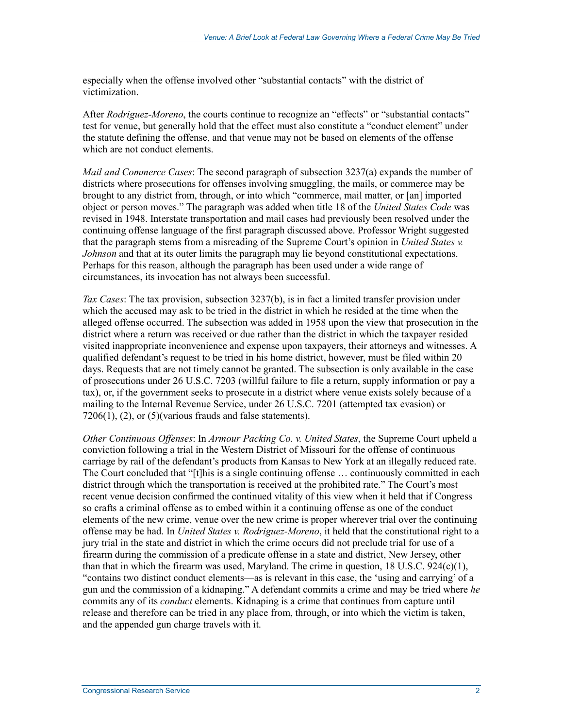especially when the offense involved other "substantial contacts" with the district of victimization.

After *Rodriguez-Moreno*, the courts continue to recognize an "effects" or "substantial contacts" test for venue, but generally hold that the effect must also constitute a "conduct element" under the statute defining the offense, and that venue may not be based on elements of the offense which are not conduct elements.

*Mail and Commerce Cases*: The second paragraph of subsection 3237(a) expands the number of districts where prosecutions for offenses involving smuggling, the mails, or commerce may be brought to any district from, through, or into which "commerce, mail matter, or [an] imported object or person moves." The paragraph was added when title 18 of the *United States Code* was revised in 1948. Interstate transportation and mail cases had previously been resolved under the continuing offense language of the first paragraph discussed above. Professor Wright suggested that the paragraph stems from a misreading of the Supreme Court's opinion in *United States v. Johnson* and that at its outer limits the paragraph may lie beyond constitutional expectations. Perhaps for this reason, although the paragraph has been used under a wide range of circumstances, its invocation has not always been successful.

*Tax Cases*: The tax provision, subsection 3237(b), is in fact a limited transfer provision under which the accused may ask to be tried in the district in which he resided at the time when the alleged offense occurred. The subsection was added in 1958 upon the view that prosecution in the district where a return was received or due rather than the district in which the taxpayer resided visited inappropriate inconvenience and expense upon taxpayers, their attorneys and witnesses. A qualified defendant's request to be tried in his home district, however, must be filed within 20 days. Requests that are not timely cannot be granted. The subsection is only available in the case of prosecutions under 26 U.S.C. 7203 (willful failure to file a return, supply information or pay a tax), or, if the government seeks to prosecute in a district where venue exists solely because of a mailing to the Internal Revenue Service, under 26 U.S.C. 7201 (attempted tax evasion) or 7206(1), (2), or (5)(various frauds and false statements).

*Other Continuous Offenses*: In *Armour Packing Co. v. United States*, the Supreme Court upheld a conviction following a trial in the Western District of Missouri for the offense of continuous carriage by rail of the defendant's products from Kansas to New York at an illegally reduced rate. The Court concluded that "[t]his is a single continuing offense … continuously committed in each district through which the transportation is received at the prohibited rate." The Court's most recent venue decision confirmed the continued vitality of this view when it held that if Congress so crafts a criminal offense as to embed within it a continuing offense as one of the conduct elements of the new crime, venue over the new crime is proper wherever trial over the continuing offense may be had. In *United States v. Rodriguez-Moreno*, it held that the constitutional right to a jury trial in the state and district in which the crime occurs did not preclude trial for use of a firearm during the commission of a predicate offense in a state and district, New Jersey, other than that in which the firearm was used, Maryland. The crime in question, 18 U.S.C. 924(c)(1), "contains two distinct conduct elements—as is relevant in this case, the 'using and carrying' of a gun and the commission of a kidnaping." A defendant commits a crime and may be tried where *he* commits any of its *conduct* elements. Kidnaping is a crime that continues from capture until release and therefore can be tried in any place from, through, or into which the victim is taken, and the appended gun charge travels with it.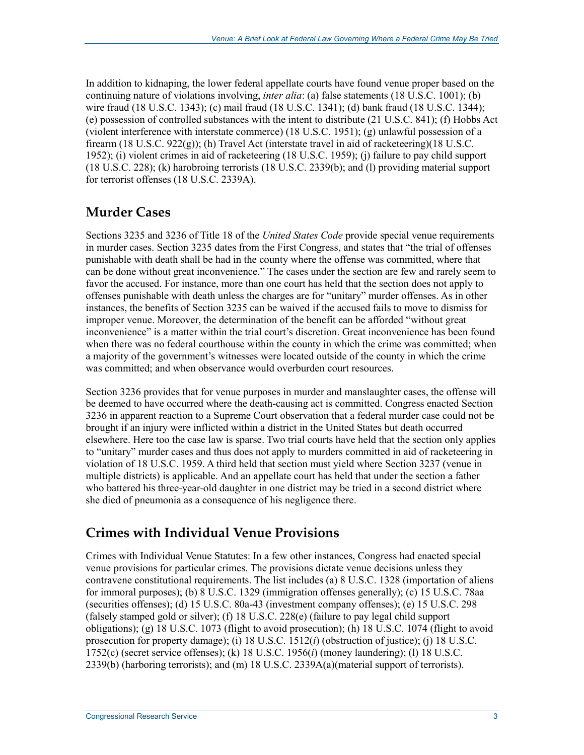In addition to kidnaping, the lower federal appellate courts have found venue proper based on the continuing nature of violations involving, *inter alia*: (a) false statements (18 U.S.C. 1001); (b) wire fraud (18 U.S.C. 1343); (c) mail fraud (18 U.S.C. 1341); (d) bank fraud (18 U.S.C. 1344); (e) possession of controlled substances with the intent to distribute (21 U.S.C. 841); (f) Hobbs Act (violent interference with interstate commerce) (18 U.S.C. 1951); (g) unlawful possession of a firearm (18 U.S.C. 922(g)); (h) Travel Act (interstate travel in aid of racketeering)(18 U.S.C. 1952); (i) violent crimes in aid of racketeering (18 U.S.C. 1959); (j) failure to pay child support (18 U.S.C. 228); (k) harobroing terrorists (18 U.S.C. 2339(b); and (l) providing material support for terrorist offenses (18 U.S.C. 2339A).

## Murder Cases

Sections 3235 and 3236 of Title 18 of the *United States Code* provide special venue requirements in murder cases. Section 3235 dates from the First Congress, and states that "the trial of offenses punishable with death shall be had in the county where the offense was committed, where that can be done without great inconvenience." The cases under the section are few and rarely seem to favor the accused. For instance, more than one court has held that the section does not apply to offenses punishable with death unless the charges are for "unitary" murder offenses. As in other instances, the benefits of Section 3235 can be waived if the accused fails to move to dismiss for improper venue. Moreover, the determination of the benefit can be afforded "without great inconvenience" is a matter within the trial court's discretion. Great inconvenience has been found when there was no federal courthouse within the county in which the crime was committed; when a majority of the government's witnesses were located outside of the county in which the crime was committed; and when observance would overburden court resources.

Section 3236 provides that for venue purposes in murder and manslaughter cases, the offense will be deemed to have occurred where the death-causing act is committed. Congress enacted Section 3236 in apparent reaction to a Supreme Court observation that a federal murder case could not be brought if an injury were inflicted within a district in the United States but death occurred elsewhere. Here too the case law is sparse. Two trial courts have held that the section only applies to "unitary" murder cases and thus does not apply to murders committed in aid of racketeering in violation of 18 U.S.C. 1959. A third held that section must yield where Section 3237 (venue in multiple districts) is applicable. And an appellate court has held that under the section a father who battered his three-year-old daughter in one district may be tried in a second district where she died of pneumonia as a consequence of his negligence there.

## Crimes with Individual Venue Provisions

Crimes with Individual Venue Statutes: In a few other instances, Congress had enacted special venue provisions for particular crimes. The provisions dictate venue decisions unless they contravene constitutional requirements. The list includes (a) 8 U.S.C. 1328 (importation of aliens for immoral purposes); (b) 8 U.S.C. 1329 (immigration offenses generally); (c) 15 U.S.C. 78aa (securities offenses); (d) 15 U.S.C. 80a-43 (investment company offenses); (e) 15 U.S.C. 298 (falsely stamped gold or silver); (f) 18 U.S.C. 228(e) (failure to pay legal child support obligations); (g) 18 U.S.C. 1073 (flight to avoid prosecution); (h) 18 U.S.C. 1074 (flight to avoid prosecution for property damage); (i) 18 U.S.C. 1512(*i*) (obstruction of justice); (j) 18 U.S.C. 1752(c) (secret service offenses); (k) 18 U.S.C. 1956(*i*) (money laundering); (l) 18 U.S.C. 2339(b) (harboring terrorists); and (m) 18 U.S.C. 2339A(a)(material support of terrorists).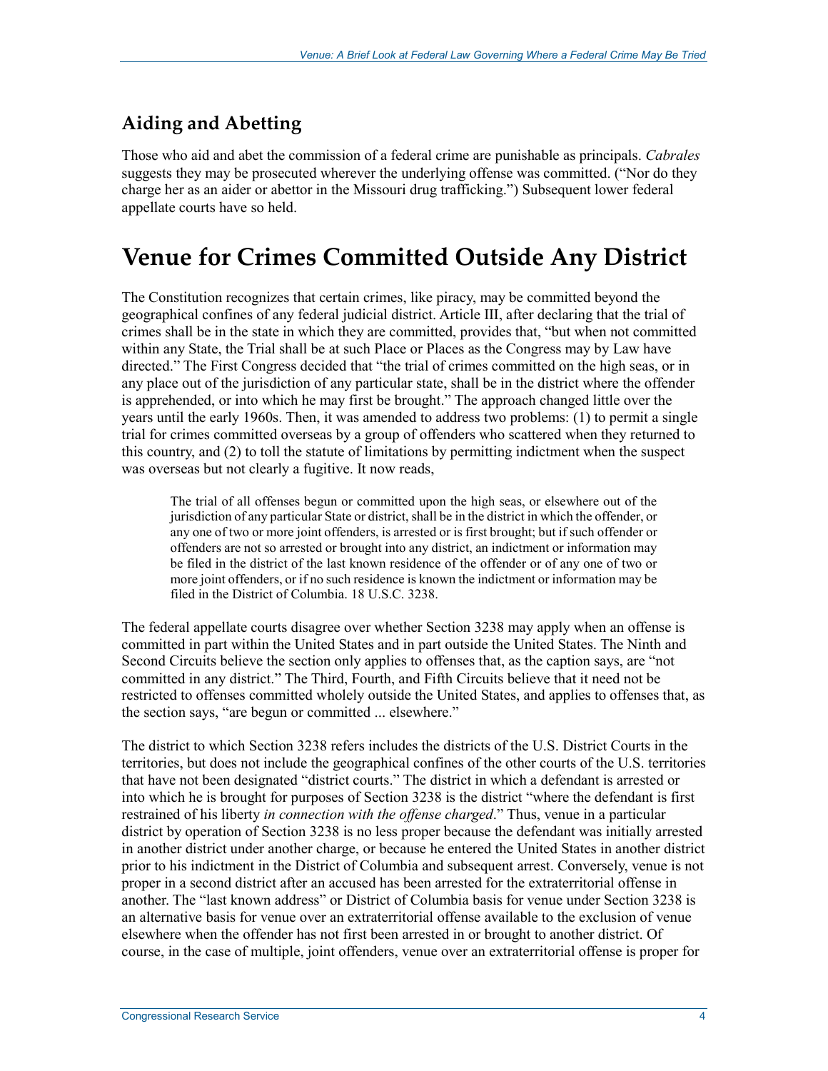### Aiding and Abetting

Those who aid and abet the commission of a federal crime are punishable as principals. *Cabrales* suggests they may be prosecuted wherever the underlying offense was committed. ("Nor do they charge her as an aider or abettor in the Missouri drug trafficking.") Subsequent lower federal appellate courts have so held.

## Venue for Crimes Committed Outside Any District

The Constitution recognizes that certain crimes, like piracy, may be committed beyond the geographical confines of any federal judicial district. Article III, after declaring that the trial of crimes shall be in the state in which they are committed, provides that, "but when not committed within any State, the Trial shall be at such Place or Places as the Congress may by Law have directed." The First Congress decided that "the trial of crimes committed on the high seas, or in any place out of the jurisdiction of any particular state, shall be in the district where the offender is apprehended, or into which he may first be brought." The approach changed little over the years until the early 1960s. Then, it was amended to address two problems: (1) to permit a single trial for crimes committed overseas by a group of offenders who scattered when they returned to this country, and (2) to toll the statute of limitations by permitting indictment when the suspect was overseas but not clearly a fugitive. It now reads,

> The trial of all offenses begun or committed upon the high seas, or elsewhere out of the jurisdiction of any particular State or district, shall be in the district in which the offender, or any one of two or more joint offenders, is arrested or is first brought; but if such offender or offenders are not so arrested or brought into any district, an indictment or information may be filed in the district of the last known residence of the offender or of any one of two or more joint offenders, or if no such residence is known the indictment or information may be filed in the District of Columbia. 18 U.S.C. 3238.

The federal appellate courts disagree over whether Section 3238 may apply when an offense is committed in part within the United States and in part outside the United States. The Ninth and Second Circuits believe the section only applies to offenses that, as the caption says, are "not committed in any district." The Third, Fourth, and Fifth Circuits believe that it need not be restricted to offenses committed wholely outside the United States, and applies to offenses that, as the section says, "are begun or committed ... elsewhere."

The district to which Section 3238 refers includes the districts of the U.S. District Courts in the territories, but does not include the geographical confines of the other courts of the U.S. territories that have not been designated "district courts." The district in which a defendant is arrested or into which he is brought for purposes of Section 3238 is the district "where the defendant is first restrained of his liberty *in connection with the offense charged*." Thus, venue in a particular district by operation of Section 3238 is no less proper because the defendant was initially arrested in another district under another charge, or because he entered the United States in another district prior to his indictment in the District of Columbia and subsequent arrest. Conversely, venue is not proper in a second district after an accused has been arrested for the extraterritorial offense in another. The "last known address" or District of Columbia basis for venue under Section 3238 is an alternative basis for venue over an extraterritorial offense available to the exclusion of venue elsewhere when the offender has not first been arrested in or brought to another district. Of course, in the case of multiple, joint offenders, venue over an extraterritorial offense is proper for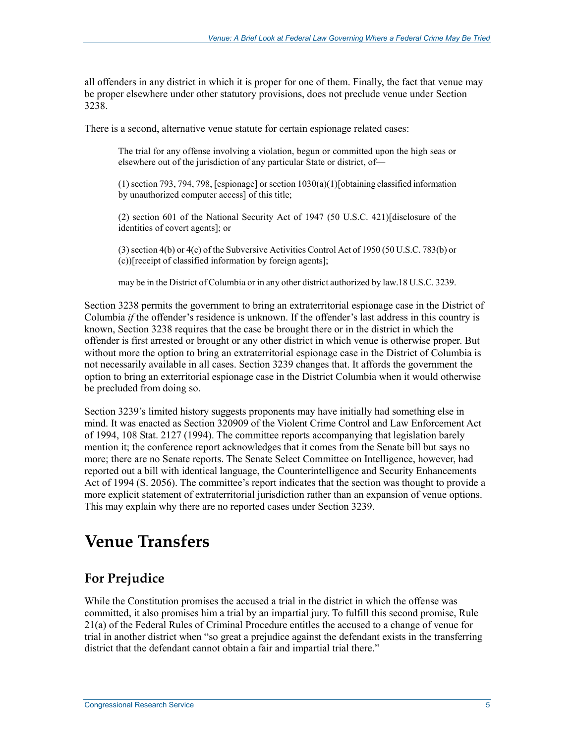all offenders in any district in which it is proper for one of them. Finally, the fact that venue may be proper elsewhere under other statutory provisions, does not preclude venue under Section 3238.

There is a second, alternative venue statute for certain espionage related cases:

> The trial for any offense involving a violation, begun or committed upon the high seas or elsewhere out of the jurisdiction of any particular State or district, of—
>
> (1) section 793, 794, 798, [espionage] or section 1030(a)(1)[obtaining classified information by unauthorized computer access] of this title;
>
> (2) section 601 of the National Security Act of 1947 (50 U.S.C. 421)[disclosure of the identities of covert agents]; or
>
> (3) section 4(b) or 4(c) of the Subversive Activities Control Act of 1950 (50 U.S.C. 783(b) or (c))[receipt of classified information by foreign agents];
>
> may be in the District of Columbia or in any other district authorized by law.18 U.S.C. 3239.

Section 3238 permits the government to bring an extraterritorial espionage case in the District of Columbia *if* the offender's residence is unknown. If the offender's last address in this country is known, Section 3238 requires that the case be brought there or in the district in which the offender is first arrested or brought or any other district in which venue is otherwise proper. But without more the option to bring an extraterritorial espionage case in the District of Columbia is not necessarily available in all cases. Section 3239 changes that. It affords the government the option to bring an exterritorial espionage case in the District Columbia when it would otherwise be precluded from doing so.

Section 3239's limited history suggests proponents may have initially had something else in mind. It was enacted as Section 320909 of the Violent Crime Control and Law Enforcement Act of 1994, 108 Stat. 2127 (1994). The committee reports accompanying that legislation barely mention it; the conference report acknowledges that it comes from the Senate bill but says no more; there are no Senate reports. The Senate Select Committee on Intelligence, however, had reported out a bill with identical language, the Counterintelligence and Security Enhancements Act of 1994 (S. 2056). The committee's report indicates that the section was thought to provide a more explicit statement of extraterritorial jurisdiction rather than an expansion of venue options. This may explain why there are no reported cases under Section 3239.

# Venue Transfers

## For Prejudice

While the Constitution promises the accused a trial in the district in which the offense was committed, it also promises him a trial by an impartial jury. To fulfill this second promise, Rule 21(a) of the Federal Rules of Criminal Procedure entitles the accused to a change of venue for trial in another district when "so great a prejudice against the defendant exists in the transferring district that the defendant cannot obtain a fair and impartial trial there."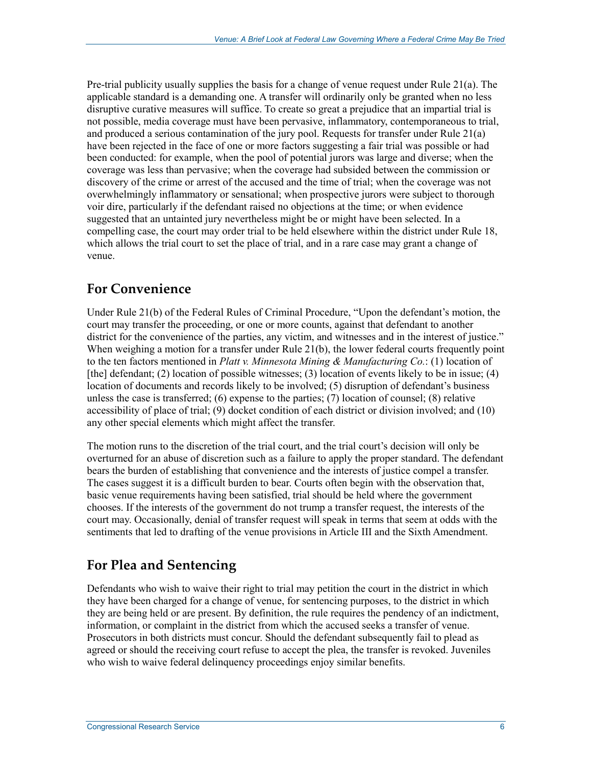Pre-trial publicity usually supplies the basis for a change of venue request under Rule 21(a). The applicable standard is a demanding one. A transfer will ordinarily only be granted when no less disruptive curative measures will suffice. To create so great a prejudice that an impartial trial is not possible, media coverage must have been pervasive, inflammatory, contemporaneous to trial, and produced a serious contamination of the jury pool. Requests for transfer under Rule 21(a) have been rejected in the face of one or more factors suggesting a fair trial was possible or had been conducted: for example, when the pool of potential jurors was large and diverse; when the coverage was less than pervasive; when the coverage had subsided between the commission or discovery of the crime or arrest of the accused and the time of trial; when the coverage was not overwhelmingly inflammatory or sensational; when prospective jurors were subject to thorough voir dire, particularly if the defendant raised no objections at the time; or when evidence suggested that an untainted jury nevertheless might be or might have been selected. In a compelling case, the court may order trial to be held elsewhere within the district under Rule 18, which allows the trial court to set the place of trial, and in a rare case may grant a change of venue.

## For Convenience

Under Rule 21(b) of the Federal Rules of Criminal Procedure, "Upon the defendant's motion, the court may transfer the proceeding, or one or more counts, against that defendant to another district for the convenience of the parties, any victim, and witnesses and in the interest of justice." When weighing a motion for a transfer under Rule 21(b), the lower federal courts frequently point to the ten factors mentioned in *Platt v. Minnesota Mining & Manufacturing Co.*: (1) location of [the] defendant; (2) location of possible witnesses; (3) location of events likely to be in issue; (4) location of documents and records likely to be involved; (5) disruption of defendant's business unless the case is transferred; (6) expense to the parties; (7) location of counsel; (8) relative accessibility of place of trial; (9) docket condition of each district or division involved; and (10) any other special elements which might affect the transfer.

The motion runs to the discretion of the trial court, and the trial court's decision will only be overturned for an abuse of discretion such as a failure to apply the proper standard. The defendant bears the burden of establishing that convenience and the interests of justice compel a transfer. The cases suggest it is a difficult burden to bear. Courts often begin with the observation that, basic venue requirements having been satisfied, trial should be held where the government chooses. If the interests of the government do not trump a transfer request, the interests of the court may. Occasionally, denial of transfer request will speak in terms that seem at odds with the sentiments that led to drafting of the venue provisions in Article III and the Sixth Amendment.

## For Plea and Sentencing

Defendants who wish to waive their right to trial may petition the court in the district in which they have been charged for a change of venue, for sentencing purposes, to the district in which they are being held or are present. By definition, the rule requires the pendency of an indictment, information, or complaint in the district from which the accused seeks a transfer of venue. Prosecutors in both districts must concur. Should the defendant subsequently fail to plead as agreed or should the receiving court refuse to accept the plea, the transfer is revoked. Juveniles who wish to waive federal delinquency proceedings enjoy similar benefits.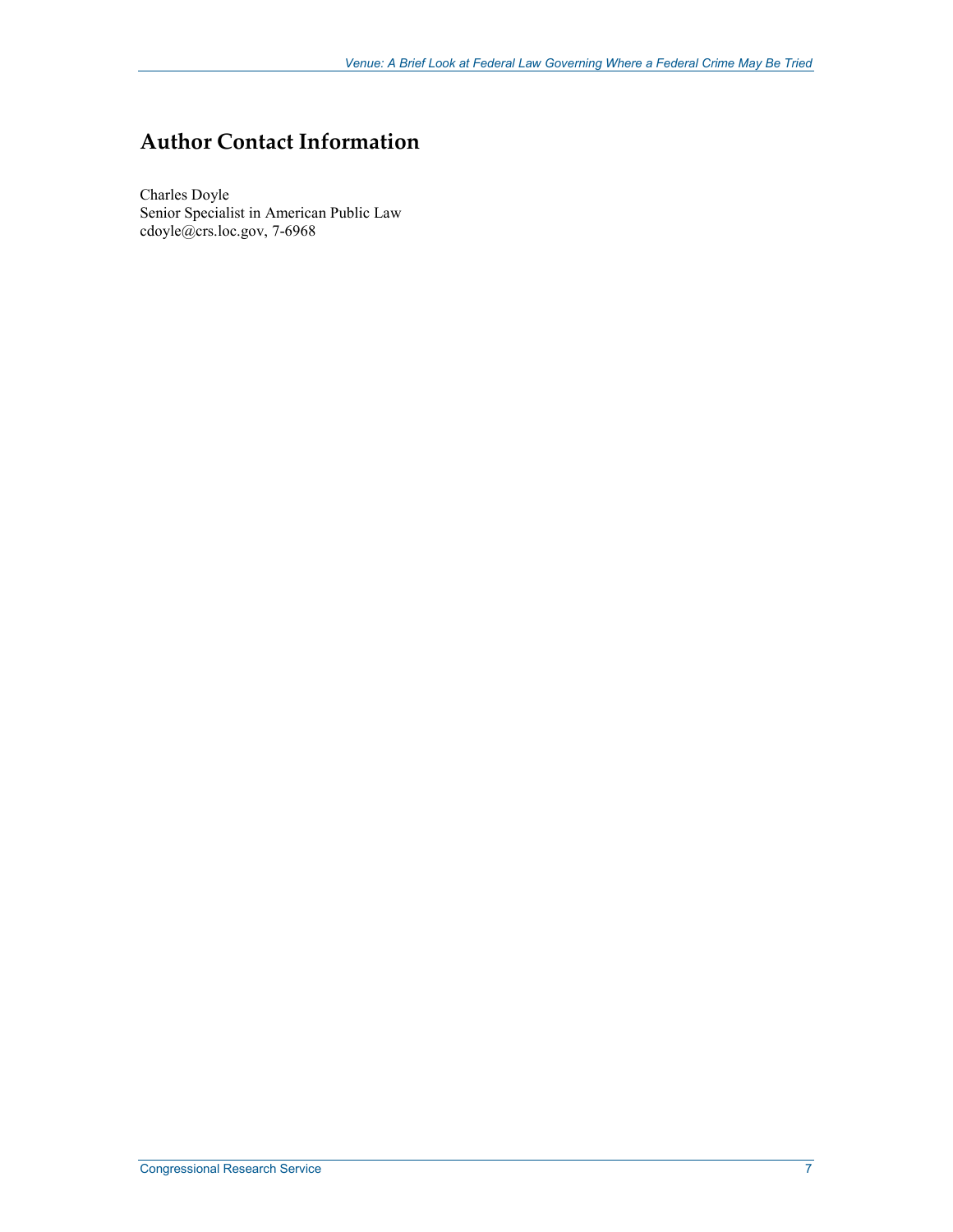## Author Contact Information

Charles Doyle
Senior Specialist in American Public Law
cdoyle@crs.loc.gov, 7-6968